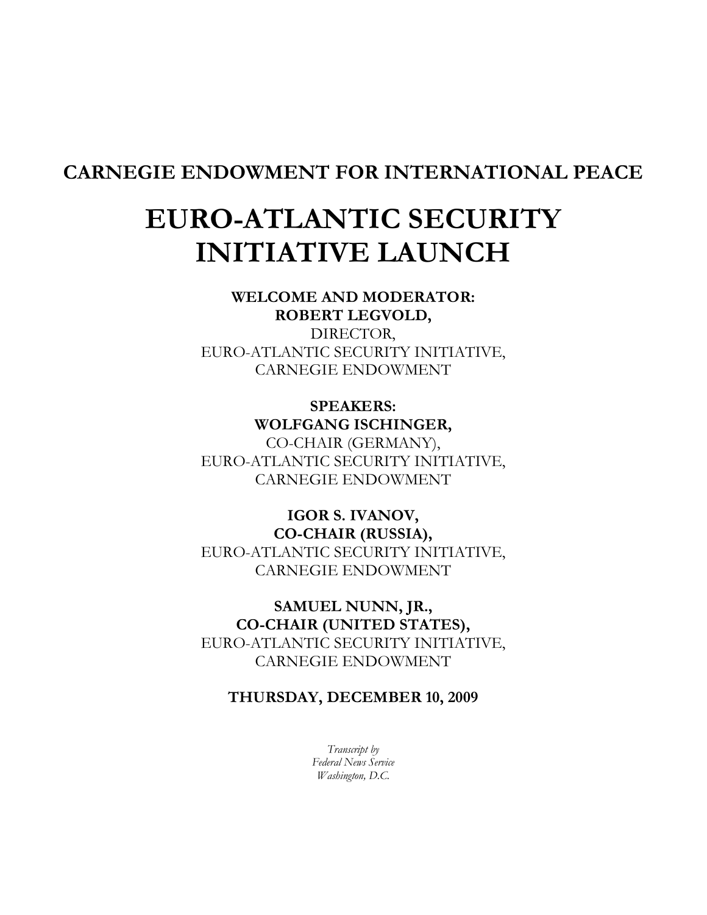## CARNEGIE ENDOWMENT FOR INTERNATIONAL PEACE

# EURO-ATLANTIC SECURITY INITIATIVE LAUNCH

**WELCOME AND MODERATOR:**
**ROBERT LEGVOLD,**
DIRECTOR,
EURO-ATLANTIC SECURITY INITIATIVE,
CARNEGIE ENDOWMENT

**SPEAKERS:**
**WOLFGANG ISCHINGER,**
CO-CHAIR (GERMANY),
EURO-ATLANTIC SECURITY INITIATIVE,
CARNEGIE ENDOWMENT

**IGOR S. IVANOV,**
**CO-CHAIR (RUSSIA),**
EURO-ATLANTIC SECURITY INITIATIVE,
CARNEGIE ENDOWMENT

**SAMUEL NUNN, JR.,**
**CO-CHAIR (UNITED STATES),**
EURO-ATLANTIC SECURITY INITIATIVE,
CARNEGIE ENDOWMENT

**THURSDAY, DECEMBER 10, 2009**

*Transcript by*
*Federal News Service*
*Washington, D.C.*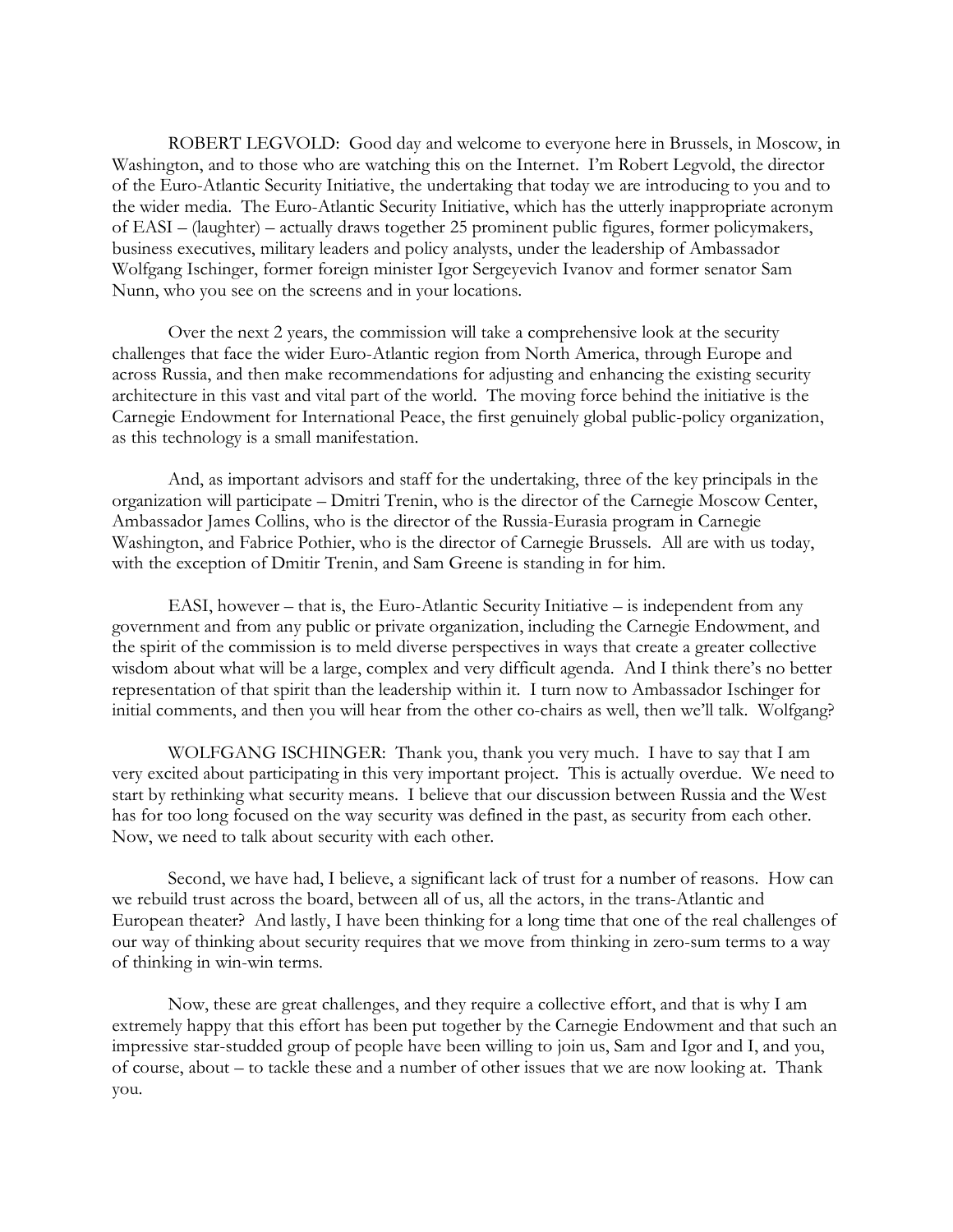ROBERT LEGVOLD: Good day and welcome to everyone here in Brussels, in Moscow, in Washington, and to those who are watching this on the Internet. I'm Robert Legvold, the director of the Euro-Atlantic Security Initiative, the undertaking that today we are introducing to you and to the wider media. The Euro-Atlantic Security Initiative, which has the utterly inappropriate acronym of EASI – (laughter) – actually draws together 25 prominent public figures, former policymakers, business executives, military leaders and policy analysts, under the leadership of Ambassador Wolfgang Ischinger, former foreign minister Igor Sergeyevich Ivanov and former senator Sam Nunn, who you see on the screens and in your locations.

Over the next 2 years, the commission will take a comprehensive look at the security challenges that face the wider Euro-Atlantic region from North America, through Europe and across Russia, and then make recommendations for adjusting and enhancing the existing security architecture in this vast and vital part of the world. The moving force behind the initiative is the Carnegie Endowment for International Peace, the first genuinely global public-policy organization, as this technology is a small manifestation.

And, as important advisors and staff for the undertaking, three of the key principals in the organization will participate – Dmitri Trenin, who is the director of the Carnegie Moscow Center, Ambassador James Collins, who is the director of the Russia-Eurasia program in Carnegie Washington, and Fabrice Pothier, who is the director of Carnegie Brussels. All are with us today, with the exception of Dmitir Trenin, and Sam Greene is standing in for him.

EASI, however – that is, the Euro-Atlantic Security Initiative – is independent from any government and from any public or private organization, including the Carnegie Endowment, and the spirit of the commission is to meld diverse perspectives in ways that create a greater collective wisdom about what will be a large, complex and very difficult agenda. And I think there's no better representation of that spirit than the leadership within it. I turn now to Ambassador Ischinger for initial comments, and then you will hear from the other co-chairs as well, then we'll talk. Wolfgang?

WOLFGANG ISCHINGER: Thank you, thank you very much. I have to say that I am very excited about participating in this very important project. This is actually overdue. We need to start by rethinking what security means. I believe that our discussion between Russia and the West has for too long focused on the way security was defined in the past, as security from each other. Now, we need to talk about security with each other.

Second, we have had, I believe, a significant lack of trust for a number of reasons. How can we rebuild trust across the board, between all of us, all the actors, in the trans-Atlantic and European theater? And lastly, I have been thinking for a long time that one of the real challenges of our way of thinking about security requires that we move from thinking in zero-sum terms to a way of thinking in win-win terms.

Now, these are great challenges, and they require a collective effort, and that is why I am extremely happy that this effort has been put together by the Carnegie Endowment and that such an impressive star-studded group of people have been willing to join us, Sam and Igor and I, and you, of course, about – to tackle these and a number of other issues that we are now looking at. Thank you.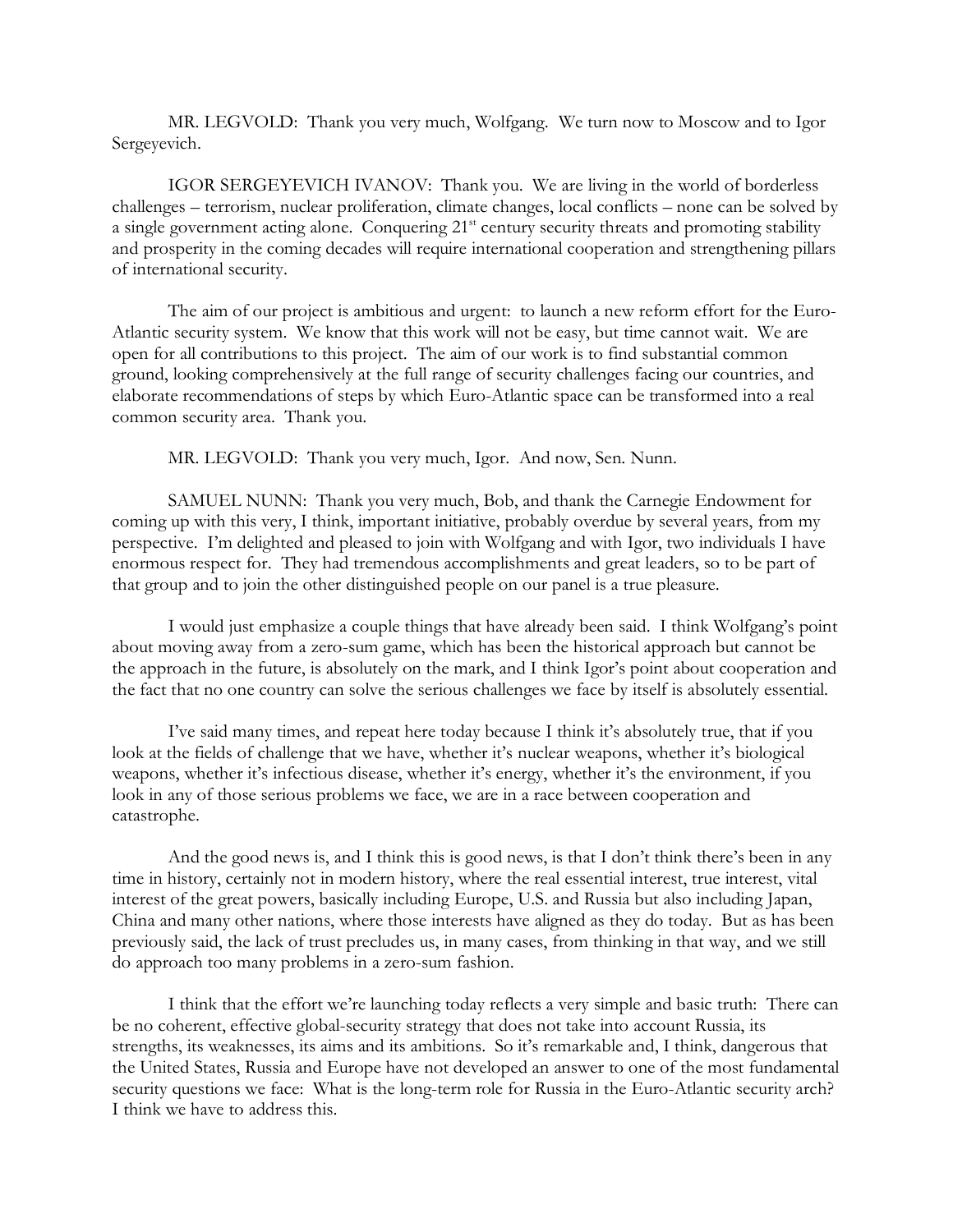MR. LEGVOLD: Thank you very much, Wolfgang. We turn now to Moscow and to Igor Sergeyevich.

IGOR SERGEYEVICH IVANOV: Thank you. We are living in the world of borderless challenges – terrorism, nuclear proliferation, climate changes, local conflicts – none can be solved by a single government acting alone. Conquering 21st century security threats and promoting stability and prosperity in the coming decades will require international cooperation and strengthening pillars of international security.

The aim of our project is ambitious and urgent: to launch a new reform effort for the Euro-Atlantic security system. We know that this work will not be easy, but time cannot wait. We are open for all contributions to this project. The aim of our work is to find substantial common ground, looking comprehensively at the full range of security challenges facing our countries, and elaborate recommendations of steps by which Euro-Atlantic space can be transformed into a real common security area. Thank you.

MR. LEGVOLD: Thank you very much, Igor. And now, Sen. Nunn.

SAMUEL NUNN: Thank you very much, Bob, and thank the Carnegie Endowment for coming up with this very, I think, important initiative, probably overdue by several years, from my perspective. I'm delighted and pleased to join with Wolfgang and with Igor, two individuals I have enormous respect for. They had tremendous accomplishments and great leaders, so to be part of that group and to join the other distinguished people on our panel is a true pleasure.

I would just emphasize a couple things that have already been said. I think Wolfgang's point about moving away from a zero-sum game, which has been the historical approach but cannot be the approach in the future, is absolutely on the mark, and I think Igor's point about cooperation and the fact that no one country can solve the serious challenges we face by itself is absolutely essential.

I've said many times, and repeat here today because I think it's absolutely true, that if you look at the fields of challenge that we have, whether it's nuclear weapons, whether it's biological weapons, whether it's infectious disease, whether it's energy, whether it's the environment, if you look in any of those serious problems we face, we are in a race between cooperation and catastrophe.

And the good news is, and I think this is good news, is that I don't think there's been in any time in history, certainly not in modern history, where the real essential interest, true interest, vital interest of the great powers, basically including Europe, U.S. and Russia but also including Japan, China and many other nations, where those interests have aligned as they do today. But as has been previously said, the lack of trust precludes us, in many cases, from thinking in that way, and we still do approach too many problems in a zero-sum fashion.

I think that the effort we're launching today reflects a very simple and basic truth: There can be no coherent, effective global-security strategy that does not take into account Russia, its strengths, its weaknesses, its aims and its ambitions. So it's remarkable and, I think, dangerous that the United States, Russia and Europe have not developed an answer to one of the most fundamental security questions we face: What is the long-term role for Russia in the Euro-Atlantic security arch? I think we have to address this.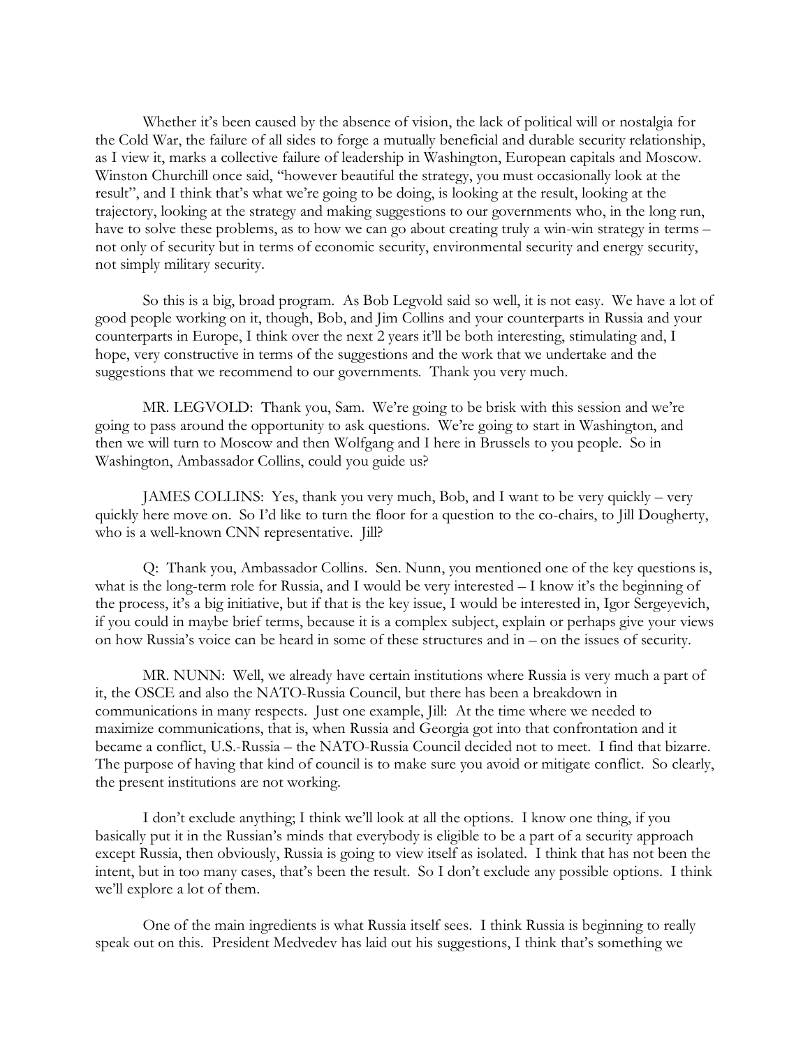Whether it's been caused by the absence of vision, the lack of political will or nostalgia for the Cold War, the failure of all sides to forge a mutually beneficial and durable security relationship, as I view it, marks a collective failure of leadership in Washington, European capitals and Moscow. Winston Churchill once said, "however beautiful the strategy, you must occasionally look at the result", and I think that's what we're going to be doing, is looking at the result, looking at the trajectory, looking at the strategy and making suggestions to our governments who, in the long run, have to solve these problems, as to how we can go about creating truly a win-win strategy in terms – not only of security but in terms of economic security, environmental security and energy security, not simply military security.

So this is a big, broad program. As Bob Legvold said so well, it is not easy. We have a lot of good people working on it, though, Bob, and Jim Collins and your counterparts in Russia and your counterparts in Europe, I think over the next 2 years it'll be both interesting, stimulating and, I hope, very constructive in terms of the suggestions and the work that we undertake and the suggestions that we recommend to our governments. Thank you very much.

MR. LEGVOLD: Thank you, Sam. We're going to be brisk with this session and we're going to pass around the opportunity to ask questions. We're going to start in Washington, and then we will turn to Moscow and then Wolfgang and I here in Brussels to you people. So in Washington, Ambassador Collins, could you guide us?

JAMES COLLINS: Yes, thank you very much, Bob, and I want to be very quickly – very quickly here move on. So I'd like to turn the floor for a question to the co-chairs, to Jill Dougherty, who is a well-known CNN representative. Jill?

Q: Thank you, Ambassador Collins. Sen. Nunn, you mentioned one of the key questions is, what is the long-term role for Russia, and I would be very interested – I know it's the beginning of the process, it's a big initiative, but if that is the key issue, I would be interested in, Igor Sergeyevich, if you could in maybe brief terms, because it is a complex subject, explain or perhaps give your views on how Russia's voice can be heard in some of these structures and in – on the issues of security.

MR. NUNN: Well, we already have certain institutions where Russia is very much a part of it, the OSCE and also the NATO-Russia Council, but there has been a breakdown in communications in many respects. Just one example, Jill: At the time where we needed to maximize communications, that is, when Russia and Georgia got into that confrontation and it became a conflict, U.S.-Russia – the NATO-Russia Council decided not to meet. I find that bizarre. The purpose of having that kind of council is to make sure you avoid or mitigate conflict. So clearly, the present institutions are not working.

I don't exclude anything; I think we'll look at all the options. I know one thing, if you basically put it in the Russian's minds that everybody is eligible to be a part of a security approach except Russia, then obviously, Russia is going to view itself as isolated. I think that has not been the intent, but in too many cases, that's been the result. So I don't exclude any possible options. I think we'll explore a lot of them.

One of the main ingredients is what Russia itself sees. I think Russia is beginning to really speak out on this. President Medvedev has laid out his suggestions, I think that's something we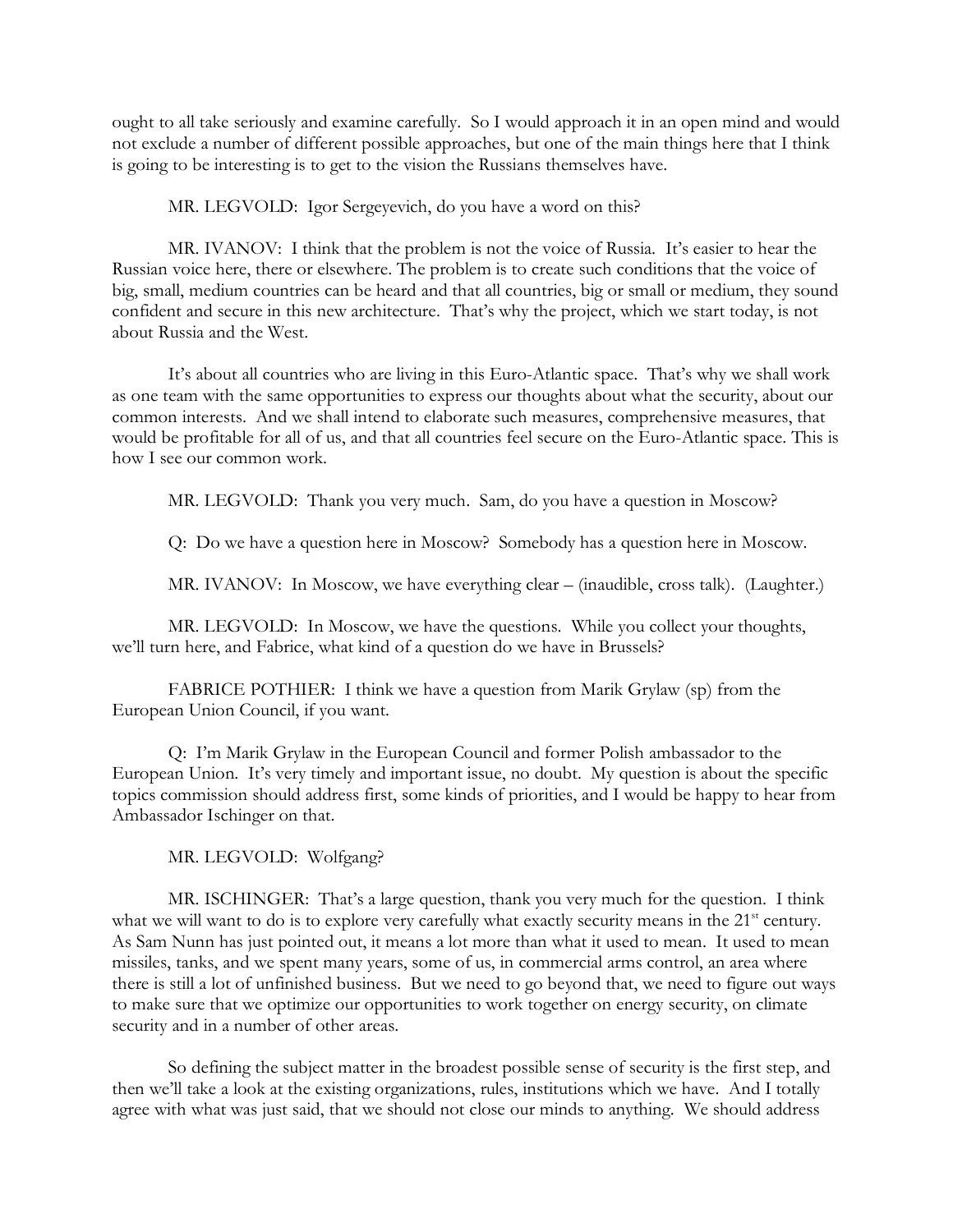ought to all take seriously and examine carefully. So I would approach it in an open mind and would not exclude a number of different possible approaches, but one of the main things here that I think is going to be interesting is to get to the vision the Russians themselves have.

MR. LEGVOLD: Igor Sergeyevich, do you have a word on this?

MR. IVANOV: I think that the problem is not the voice of Russia. It's easier to hear the Russian voice here, there or elsewhere. The problem is to create such conditions that the voice of big, small, medium countries can be heard and that all countries, big or small or medium, they sound confident and secure in this new architecture. That's why the project, which we start today, is not about Russia and the West.

It's about all countries who are living in this Euro-Atlantic space. That's why we shall work as one team with the same opportunities to express our thoughts about what the security, about our common interests. And we shall intend to elaborate such measures, comprehensive measures, that would be profitable for all of us, and that all countries feel secure on the Euro-Atlantic space. This is how I see our common work.

MR. LEGVOLD: Thank you very much. Sam, do you have a question in Moscow?

Q: Do we have a question here in Moscow? Somebody has a question here in Moscow.

MR. IVANOV: In Moscow, we have everything clear – (inaudible, cross talk). (Laughter.)

MR. LEGVOLD: In Moscow, we have the questions. While you collect your thoughts, we'll turn here, and Fabrice, what kind of a question do we have in Brussels?

FABRICE POTHIER: I think we have a question from Marik Grylaw (sp) from the European Union Council, if you want.

Q: I'm Marik Grylaw in the European Council and former Polish ambassador to the European Union. It's very timely and important issue, no doubt. My question is about the specific topics commission should address first, some kinds of priorities, and I would be happy to hear from Ambassador Ischinger on that.

MR. LEGVOLD: Wolfgang?

MR. ISCHINGER: That's a large question, thank you very much for the question. I think what we will want to do is to explore very carefully what exactly security means in the 21st century. As Sam Nunn has just pointed out, it means a lot more than what it used to mean. It used to mean missiles, tanks, and we spent many years, some of us, in commercial arms control, an area where there is still a lot of unfinished business. But we need to go beyond that, we need to figure out ways to make sure that we optimize our opportunities to work together on energy security, on climate security and in a number of other areas.

So defining the subject matter in the broadest possible sense of security is the first step, and then we'll take a look at the existing organizations, rules, institutions which we have. And I totally agree with what was just said, that we should not close our minds to anything. We should address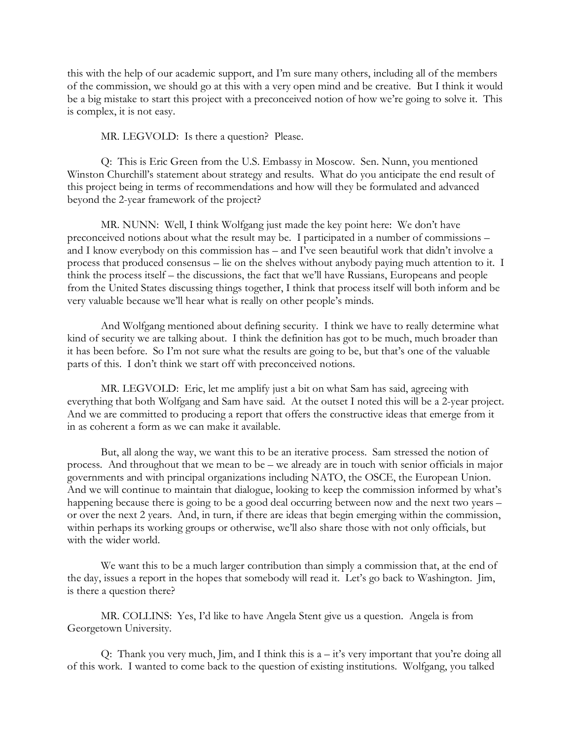this with the help of our academic support, and I'm sure many others, including all of the members of the commission, we should go at this with a very open mind and be creative. But I think it would be a big mistake to start this project with a preconceived notion of how we're going to solve it. This is complex, it is not easy.

MR. LEGVOLD: Is there a question? Please.

Q: This is Eric Green from the U.S. Embassy in Moscow. Sen. Nunn, you mentioned Winston Churchill's statement about strategy and results. What do you anticipate the end result of this project being in terms of recommendations and how will they be formulated and advanced beyond the 2-year framework of the project?

MR. NUNN: Well, I think Wolfgang just made the key point here: We don't have preconceived notions about what the result may be. I participated in a number of commissions – and I know everybody on this commission has – and I've seen beautiful work that didn't involve a process that produced consensus – lie on the shelves without anybody paying much attention to it. I think the process itself – the discussions, the fact that we'll have Russians, Europeans and people from the United States discussing things together, I think that process itself will both inform and be very valuable because we'll hear what is really on other people's minds.

And Wolfgang mentioned about defining security. I think we have to really determine what kind of security we are talking about. I think the definition has got to be much, much broader than it has been before. So I'm not sure what the results are going to be, but that's one of the valuable parts of this. I don't think we start off with preconceived notions.

MR. LEGVOLD: Eric, let me amplify just a bit on what Sam has said, agreeing with everything that both Wolfgang and Sam have said. At the outset I noted this will be a 2-year project. And we are committed to producing a report that offers the constructive ideas that emerge from it in as coherent a form as we can make it available.

But, all along the way, we want this to be an iterative process. Sam stressed the notion of process. And throughout that we mean to be – we already are in touch with senior officials in major governments and with principal organizations including NATO, the OSCE, the European Union. And we will continue to maintain that dialogue, looking to keep the commission informed by what's happening because there is going to be a good deal occurring between now and the next two years – or over the next 2 years. And, in turn, if there are ideas that begin emerging within the commission, within perhaps its working groups or otherwise, we'll also share those with not only officials, but with the wider world.

We want this to be a much larger contribution than simply a commission that, at the end of the day, issues a report in the hopes that somebody will read it. Let's go back to Washington. Jim, is there a question there?

MR. COLLINS: Yes, I'd like to have Angela Stent give us a question. Angela is from Georgetown University.

Q: Thank you very much, Jim, and I think this is a – it's very important that you're doing all of this work. I wanted to come back to the question of existing institutions. Wolfgang, you talked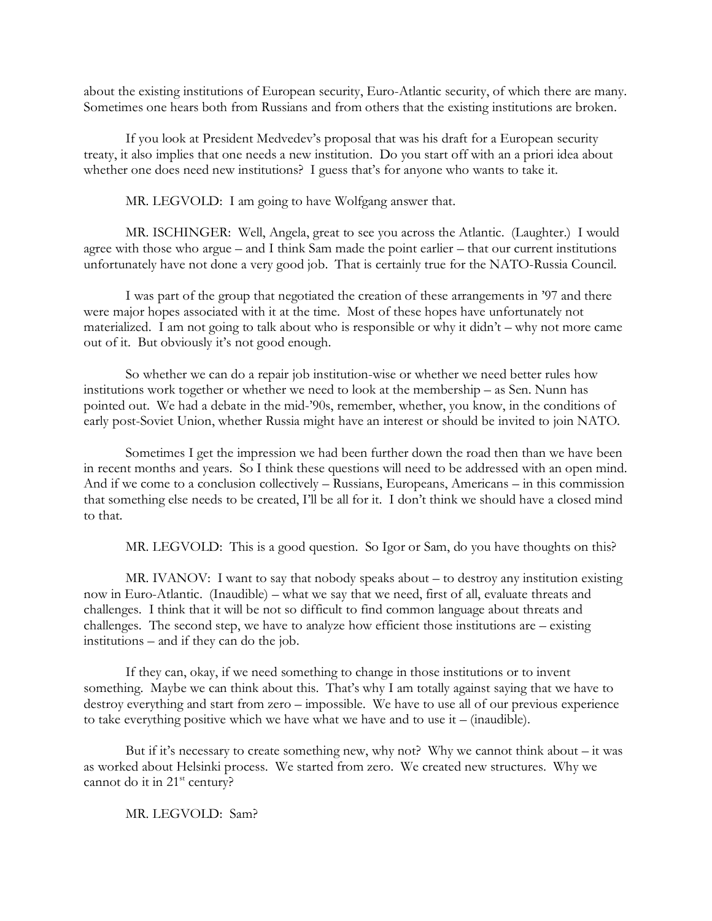about the existing institutions of European security, Euro-Atlantic security, of which there are many. Sometimes one hears both from Russians and from others that the existing institutions are broken.

If you look at President Medvedev's proposal that was his draft for a European security treaty, it also implies that one needs a new institution. Do you start off with an a priori idea about whether one does need new institutions? I guess that's for anyone who wants to take it.

MR. LEGVOLD: I am going to have Wolfgang answer that.

MR. ISCHINGER: Well, Angela, great to see you across the Atlantic. (Laughter.) I would agree with those who argue – and I think Sam made the point earlier – that our current institutions unfortunately have not done a very good job. That is certainly true for the NATO-Russia Council.

I was part of the group that negotiated the creation of these arrangements in '97 and there were major hopes associated with it at the time. Most of these hopes have unfortunately not materialized. I am not going to talk about who is responsible or why it didn't – why not more came out of it. But obviously it's not good enough.

So whether we can do a repair job institution-wise or whether we need better rules how institutions work together or whether we need to look at the membership – as Sen. Nunn has pointed out. We had a debate in the mid-'90s, remember, whether, you know, in the conditions of early post-Soviet Union, whether Russia might have an interest or should be invited to join NATO.

Sometimes I get the impression we had been further down the road then than we have been in recent months and years. So I think these questions will need to be addressed with an open mind. And if we come to a conclusion collectively – Russians, Europeans, Americans – in this commission that something else needs to be created, I'll be all for it. I don't think we should have a closed mind to that.

MR. LEGVOLD: This is a good question. So Igor or Sam, do you have thoughts on this?

MR. IVANOV: I want to say that nobody speaks about – to destroy any institution existing now in Euro-Atlantic. (Inaudible) – what we say that we need, first of all, evaluate threats and challenges. I think that it will be not so difficult to find common language about threats and challenges. The second step, we have to analyze how efficient those institutions are – existing institutions – and if they can do the job.

If they can, okay, if we need something to change in those institutions or to invent something. Maybe we can think about this. That's why I am totally against saying that we have to destroy everything and start from zero – impossible. We have to use all of our previous experience to take everything positive which we have what we have and to use it – (inaudible).

But if it's necessary to create something new, why not? Why we cannot think about – it was as worked about Helsinki process. We started from zero. We created new structures. Why we cannot do it in 21st century?

MR. LEGVOLD: Sam?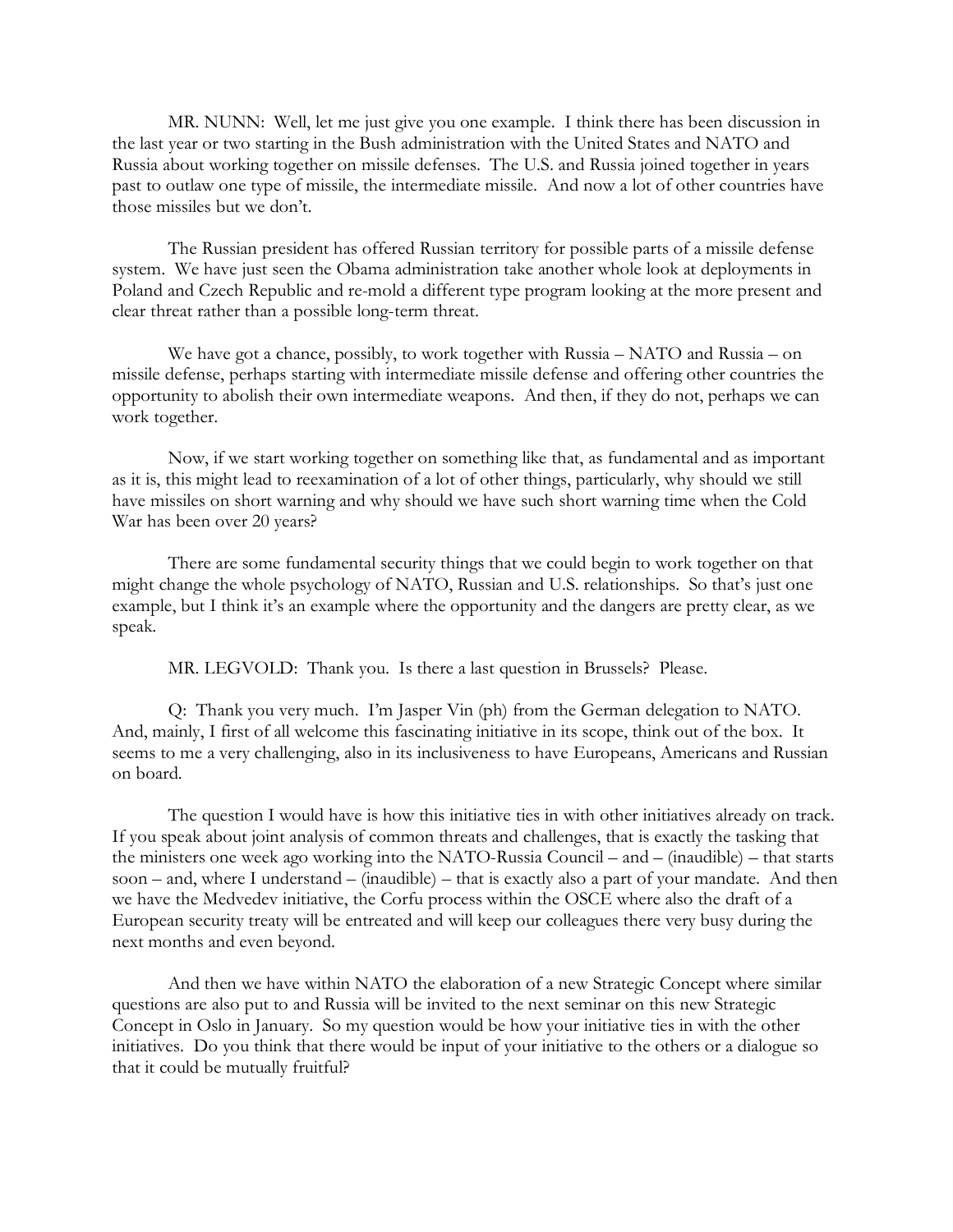MR. NUNN: Well, let me just give you one example. I think there has been discussion in the last year or two starting in the Bush administration with the United States and NATO and Russia about working together on missile defenses. The U.S. and Russia joined together in years past to outlaw one type of missile, the intermediate missile. And now a lot of other countries have those missiles but we don't.

The Russian president has offered Russian territory for possible parts of a missile defense system. We have just seen the Obama administration take another whole look at deployments in Poland and Czech Republic and re-mold a different type program looking at the more present and clear threat rather than a possible long-term threat.

We have got a chance, possibly, to work together with Russia – NATO and Russia – on missile defense, perhaps starting with intermediate missile defense and offering other countries the opportunity to abolish their own intermediate weapons. And then, if they do not, perhaps we can work together.

Now, if we start working together on something like that, as fundamental and as important as it is, this might lead to reexamination of a lot of other things, particularly, why should we still have missiles on short warning and why should we have such short warning time when the Cold War has been over 20 years?

There are some fundamental security things that we could begin to work together on that might change the whole psychology of NATO, Russian and U.S. relationships. So that's just one example, but I think it's an example where the opportunity and the dangers are pretty clear, as we speak.

MR. LEGVOLD: Thank you. Is there a last question in Brussels? Please.

Q: Thank you very much. I'm Jasper Vin (ph) from the German delegation to NATO. And, mainly, I first of all welcome this fascinating initiative in its scope, think out of the box. It seems to me a very challenging, also in its inclusiveness to have Europeans, Americans and Russian on board.

The question I would have is how this initiative ties in with other initiatives already on track. If you speak about joint analysis of common threats and challenges, that is exactly the tasking that the ministers one week ago working into the NATO-Russia Council – and – (inaudible) – that starts soon – and, where I understand – (inaudible) – that is exactly also a part of your mandate. And then we have the Medvedev initiative, the Corfu process within the OSCE where also the draft of a European security treaty will be entreated and will keep our colleagues there very busy during the next months and even beyond.

And then we have within NATO the elaboration of a new Strategic Concept where similar questions are also put to and Russia will be invited to the next seminar on this new Strategic Concept in Oslo in January. So my question would be how your initiative ties in with the other initiatives. Do you think that there would be input of your initiative to the others or a dialogue so that it could be mutually fruitful?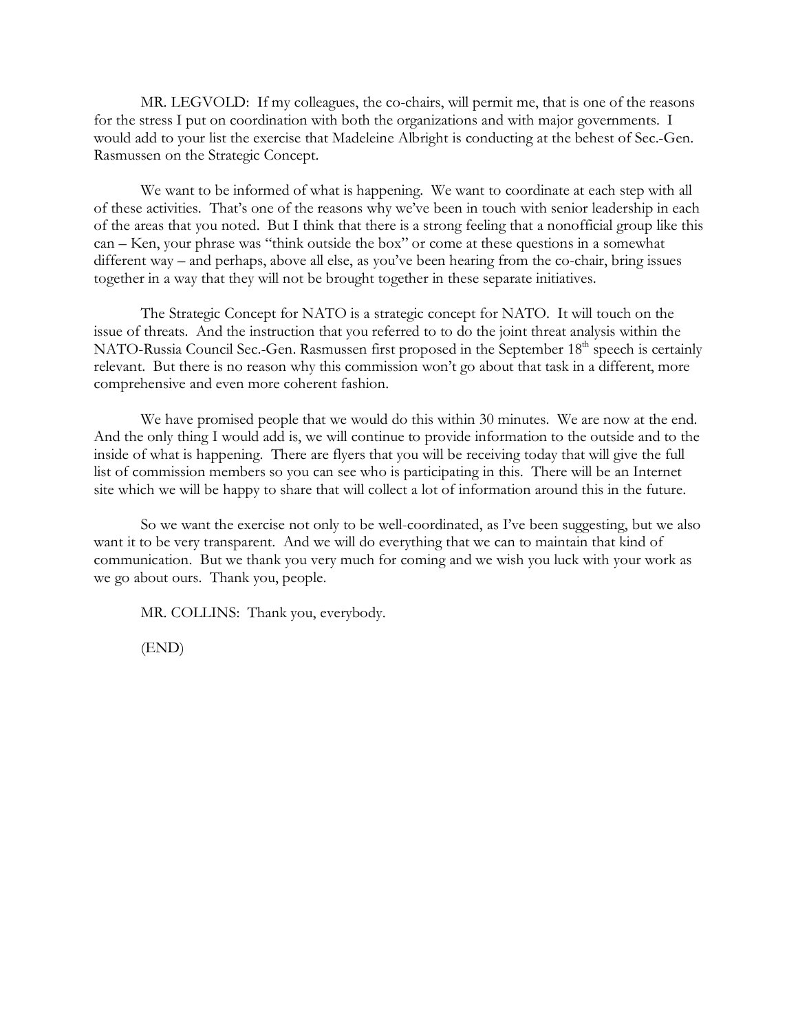MR. LEGVOLD: If my colleagues, the co-chairs, will permit me, that is one of the reasons for the stress I put on coordination with both the organizations and with major governments. I would add to your list the exercise that Madeleine Albright is conducting at the behest of Sec.-Gen. Rasmussen on the Strategic Concept.

We want to be informed of what is happening. We want to coordinate at each step with all of these activities. That's one of the reasons why we've been in touch with senior leadership in each of the areas that you noted. But I think that there is a strong feeling that a nonofficial group like this can – Ken, your phrase was "think outside the box" or come at these questions in a somewhat different way – and perhaps, above all else, as you've been hearing from the co-chair, bring issues together in a way that they will not be brought together in these separate initiatives.

The Strategic Concept for NATO is a strategic concept for NATO. It will touch on the issue of threats. And the instruction that you referred to to do the joint threat analysis within the NATO-Russia Council Sec.-Gen. Rasmussen first proposed in the September 18th speech is certainly relevant. But there is no reason why this commission won't go about that task in a different, more comprehensive and even more coherent fashion.

We have promised people that we would do this within 30 minutes. We are now at the end. And the only thing I would add is, we will continue to provide information to the outside and to the inside of what is happening. There are flyers that you will be receiving today that will give the full list of commission members so you can see who is participating in this. There will be an Internet site which we will be happy to share that will collect a lot of information around this in the future.

So we want the exercise not only to be well-coordinated, as I've been suggesting, but we also want it to be very transparent. And we will do everything that we can to maintain that kind of communication. But we thank you very much for coming and we wish you luck with your work as we go about ours. Thank you, people.

MR. COLLINS: Thank you, everybody.

(END)